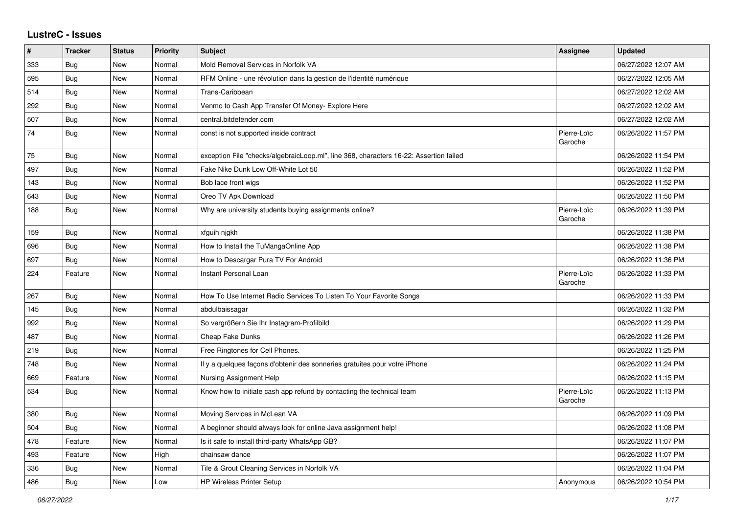# LustreC - Issues

| # | Tracker | Status | Priority | Subject | Assignee | Updated |
|---|---|---|---|---|---|---|
| 333 | Bug | New | Normal | Mold Removal Services in Norfolk VA | | 06/27/2022 12:07 AM |
| 595 | Bug | New | Normal | RFM Online - une révolution dans la gestion de l'identité numérique | | 06/27/2022 12:05 AM |
| 514 | Bug | New | Normal | Trans-Caribbean | | 06/27/2022 12:02 AM |
| 292 | Bug | New | Normal | Venmo to Cash App Transfer Of Money- Explore Here | | 06/27/2022 12:02 AM |
| 507 | Bug | New | Normal | central.bitdefender.com | | 06/27/2022 12:02 AM |
| 74 | Bug | New | Normal | const is not supported inside contract | Pierre-Loïc Garoche | 06/26/2022 11:57 PM |
| 75 | Bug | New | Normal | exception File "checks/algebraicLoop.ml", line 368, characters 16-22: Assertion failed | | 06/26/2022 11:54 PM |
| 497 | Bug | New | Normal | Fake Nike Dunk Low Off-White Lot 50 | | 06/26/2022 11:52 PM |
| 143 | Bug | New | Normal | Bob lace front wigs | | 06/26/2022 11:52 PM |
| 643 | Bug | New | Normal | Oreo TV Apk Download | | 06/26/2022 11:50 PM |
| 188 | Bug | New | Normal | Why are university students buying assignments online? | Pierre-Loïc Garoche | 06/26/2022 11:39 PM |
| 159 | Bug | New | Normal | xfguih njgkh | | 06/26/2022 11:38 PM |
| 696 | Bug | New | Normal | How to Install the TuMangaOnline App | | 06/26/2022 11:38 PM |
| 697 | Bug | New | Normal | How to Descargar Pura TV For Android | | 06/26/2022 11:36 PM |
| 224 | Feature | New | Normal | Instant Personal Loan | Pierre-Loïc Garoche | 06/26/2022 11:33 PM |
| 267 | Bug | New | Normal | How To Use Internet Radio Services To Listen To Your Favorite Songs | | 06/26/2022 11:33 PM |
| 145 | Bug | New | Normal | abdulbaissagar | | 06/26/2022 11:32 PM |
| 992 | Bug | New | Normal | So vergrößern Sie Ihr Instagram-Profilbild | | 06/26/2022 11:29 PM |
| 487 | Bug | New | Normal | Cheap Fake Dunks | | 06/26/2022 11:26 PM |
| 219 | Bug | New | Normal | Free Ringtones for Cell Phones. | | 06/26/2022 11:25 PM |
| 748 | Bug | New | Normal | Il y a quelques façons d'obtenir des sonneries gratuites pour votre iPhone | | 06/26/2022 11:24 PM |
| 669 | Feature | New | Normal | Nursing Assignment Help | | 06/26/2022 11:15 PM |
| 534 | Bug | New | Normal | Know how to initiate cash app refund by contacting the technical team | Pierre-Loïc Garoche | 06/26/2022 11:13 PM |
| 380 | Bug | New | Normal | Moving Services in McLean VA | | 06/26/2022 11:09 PM |
| 504 | Bug | New | Normal | A beginner should always look for online Java assignment help! | | 06/26/2022 11:08 PM |
| 478 | Feature | New | Normal | Is it safe to install third-party WhatsApp GB? | | 06/26/2022 11:07 PM |
| 493 | Feature | New | High | chainsaw dance | | 06/26/2022 11:07 PM |
| 336 | Bug | New | Normal | Tile & Grout Cleaning Services in Norfolk VA | | 06/26/2022 11:04 PM |
| 486 | Bug | New | Low | HP Wireless Printer Setup | Anonymous | 06/26/2022 10:54 PM |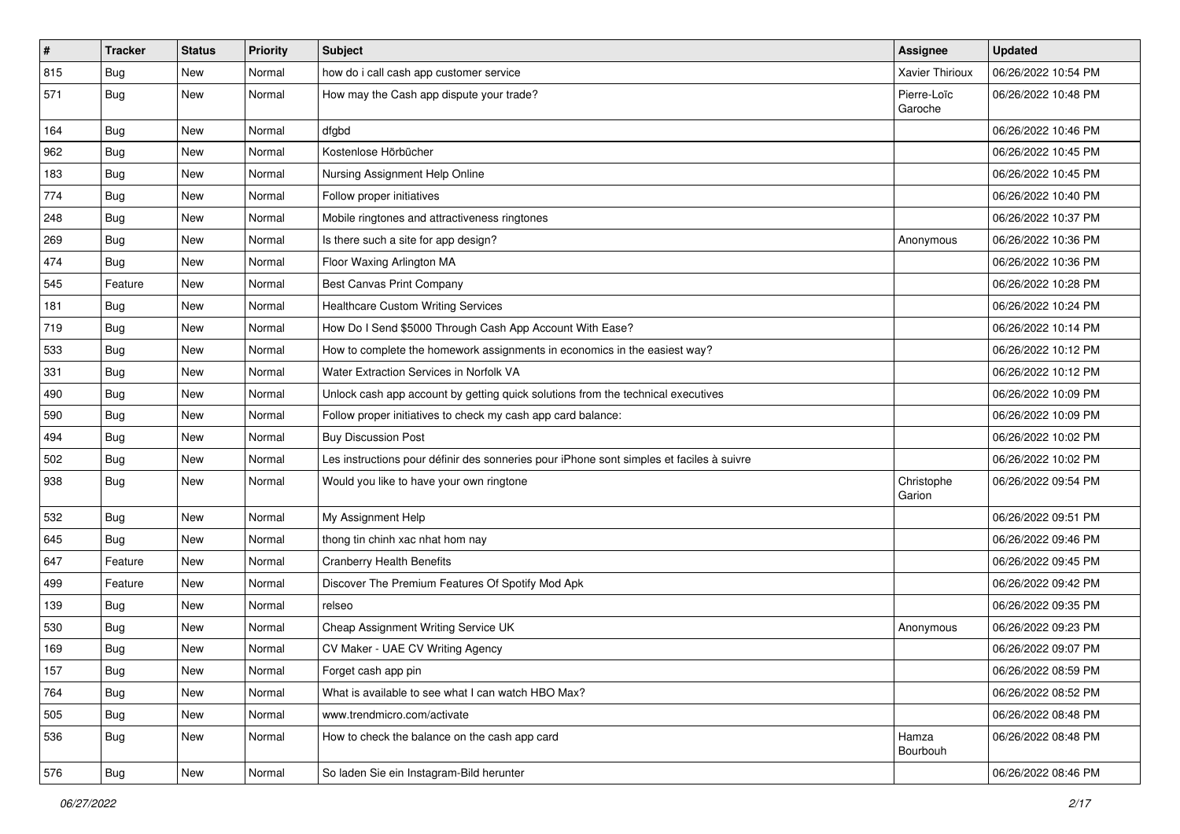| # | Tracker | Status | Priority | Subject | Assignee | Updated |
|---|---|---|---|---|---|---|
| 815 | Bug | New | Normal | how do i call cash app customer service | Xavier Thirioux | 06/26/2022 10:54 PM |
| 571 | Bug | New | Normal | How may the Cash app dispute your trade? | Pierre-Loïc Garoche | 06/26/2022 10:48 PM |
| 164 | Bug | New | Normal | dfgbd | | 06/26/2022 10:46 PM |
| 962 | Bug | New | Normal | Kostenlose Hörbücher | | 06/26/2022 10:45 PM |
| 183 | Bug | New | Normal | Nursing Assignment Help Online | | 06/26/2022 10:45 PM |
| 774 | Bug | New | Normal | Follow proper initiatives | | 06/26/2022 10:40 PM |
| 248 | Bug | New | Normal | Mobile ringtones and attractiveness ringtones | | 06/26/2022 10:37 PM |
| 269 | Bug | New | Normal | Is there such a site for app design? | Anonymous | 06/26/2022 10:36 PM |
| 474 | Bug | New | Normal | Floor Waxing Arlington MA | | 06/26/2022 10:36 PM |
| 545 | Feature | New | Normal | Best Canvas Print Company | | 06/26/2022 10:28 PM |
| 181 | Bug | New | Normal | Healthcare Custom Writing Services | | 06/26/2022 10:24 PM |
| 719 | Bug | New | Normal | How Do I Send $5000 Through Cash App Account With Ease? | | 06/26/2022 10:14 PM |
| 533 | Bug | New | Normal | How to complete the homework assignments in economics in the easiest way? | | 06/26/2022 10:12 PM |
| 331 | Bug | New | Normal | Water Extraction Services in Norfolk VA | | 06/26/2022 10:12 PM |
| 490 | Bug | New | Normal | Unlock cash app account by getting quick solutions from the technical executives | | 06/26/2022 10:09 PM |
| 590 | Bug | New | Normal | Follow proper initiatives to check my cash app card balance: | | 06/26/2022 10:09 PM |
| 494 | Bug | New | Normal | Buy Discussion Post | | 06/26/2022 10:02 PM |
| 502 | Bug | New | Normal | Les instructions pour définir des sonneries pour iPhone sont simples et faciles à suivre | | 06/26/2022 10:02 PM |
| 938 | Bug | New | Normal | Would you like to have your own ringtone | Christophe Garion | 06/26/2022 09:54 PM |
| 532 | Bug | New | Normal | My Assignment Help | | 06/26/2022 09:51 PM |
| 645 | Bug | New | Normal | thong tin chinh xac nhat hom nay | | 06/26/2022 09:46 PM |
| 647 | Feature | New | Normal | Cranberry Health Benefits | | 06/26/2022 09:45 PM |
| 499 | Feature | New | Normal | Discover The Premium Features Of Spotify Mod Apk | | 06/26/2022 09:42 PM |
| 139 | Bug | New | Normal | relseo | | 06/26/2022 09:35 PM |
| 530 | Bug | New | Normal | Cheap Assignment Writing Service UK | Anonymous | 06/26/2022 09:23 PM |
| 169 | Bug | New | Normal | CV Maker - UAE CV Writing Agency | | 06/26/2022 09:07 PM |
| 157 | Bug | New | Normal | Forget cash app pin | | 06/26/2022 08:59 PM |
| 764 | Bug | New | Normal | What is available to see what I can watch HBO Max? | | 06/26/2022 08:52 PM |
| 505 | Bug | New | Normal | www.trendmicro.com/activate | | 06/26/2022 08:48 PM |
| 536 | Bug | New | Normal | How to check the balance on the cash app card | Hamza Bourbouh | 06/26/2022 08:48 PM |
| 576 | Bug | New | Normal | So laden Sie ein Instagram-Bild herunter | | 06/26/2022 08:46 PM |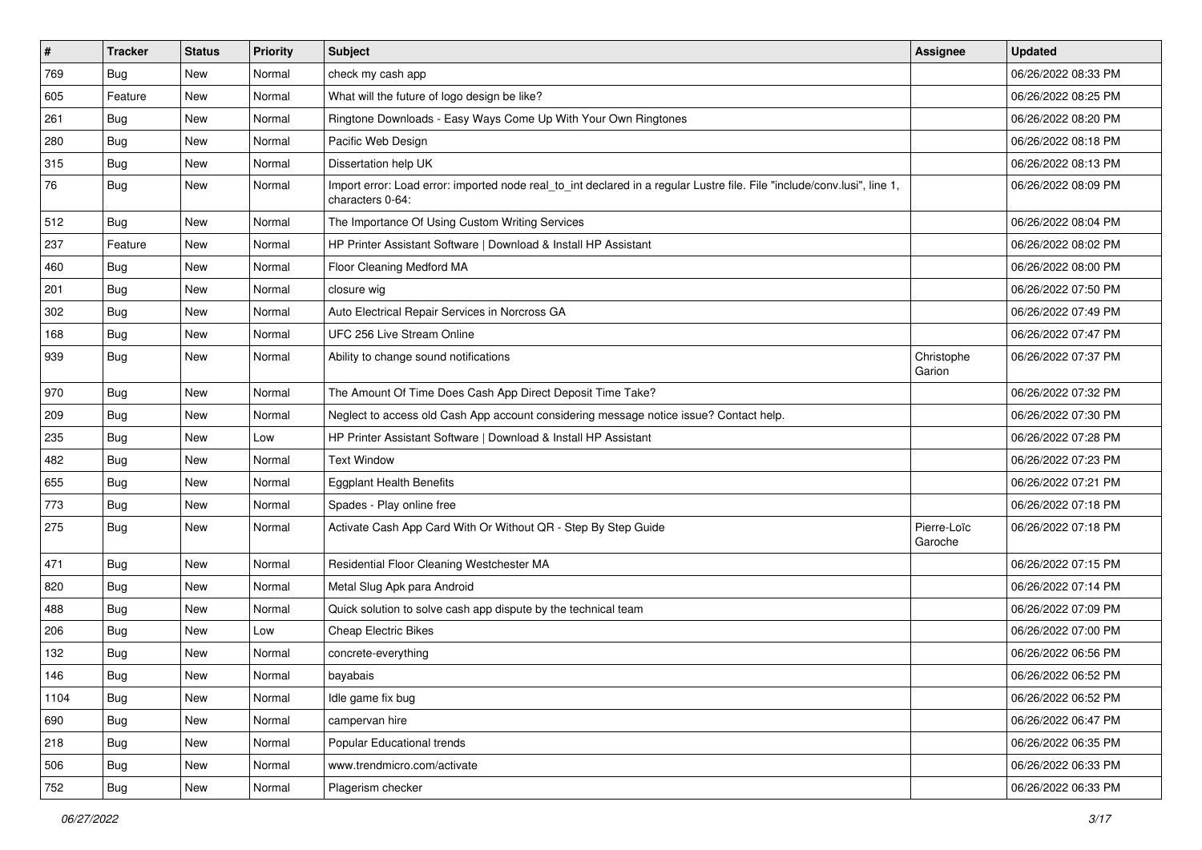| # | Tracker | Status | Priority | Subject | Assignee | Updated |
|---|---|---|---|---|---|---|
| 769 | Bug | New | Normal | check my cash app | | 06/26/2022 08:33 PM |
| 605 | Feature | New | Normal | What will the future of logo design be like? | | 06/26/2022 08:25 PM |
| 261 | Bug | New | Normal | Ringtone Downloads - Easy Ways Come Up With Your Own Ringtones | | 06/26/2022 08:20 PM |
| 280 | Bug | New | Normal | Pacific Web Design | | 06/26/2022 08:18 PM |
| 315 | Bug | New | Normal | Dissertation help UK | | 06/26/2022 08:13 PM |
| 76 | Bug | New | Normal | Import error: Load error: imported node real_to_int declared in a regular Lustre file. File "include/conv.lusi", line 1, characters 0-64: | | 06/26/2022 08:09 PM |
| 512 | Bug | New | Normal | The Importance Of Using Custom Writing Services | | 06/26/2022 08:04 PM |
| 237 | Feature | New | Normal | HP Printer Assistant Software \| Download & Install HP Assistant | | 06/26/2022 08:02 PM |
| 460 | Bug | New | Normal | Floor Cleaning Medford MA | | 06/26/2022 08:00 PM |
| 201 | Bug | New | Normal | closure wig | | 06/26/2022 07:50 PM |
| 302 | Bug | New | Normal | Auto Electrical Repair Services in Norcross GA | | 06/26/2022 07:49 PM |
| 168 | Bug | New | Normal | UFC 256 Live Stream Online | | 06/26/2022 07:47 PM |
| 939 | Bug | New | Normal | Ability to change sound notifications | Christophe Garion | 06/26/2022 07:37 PM |
| 970 | Bug | New | Normal | The Amount Of Time Does Cash App Direct Deposit Time Take? | | 06/26/2022 07:32 PM |
| 209 | Bug | New | Normal | Neglect to access old Cash App account considering message notice issue? Contact help. | | 06/26/2022 07:30 PM |
| 235 | Bug | New | Low | HP Printer Assistant Software \| Download & Install HP Assistant | | 06/26/2022 07:28 PM |
| 482 | Bug | New | Normal | Text Window | | 06/26/2022 07:23 PM |
| 655 | Bug | New | Normal | Eggplant Health Benefits | | 06/26/2022 07:21 PM |
| 773 | Bug | New | Normal | Spades - Play online free | | 06/26/2022 07:18 PM |
| 275 | Bug | New | Normal | Activate Cash App Card With Or Without QR - Step By Step Guide | Pierre-Loïc Garoche | 06/26/2022 07:18 PM |
| 471 | Bug | New | Normal | Residential Floor Cleaning Westchester MA | | 06/26/2022 07:15 PM |
| 820 | Bug | New | Normal | Metal Slug Apk para Android | | 06/26/2022 07:14 PM |
| 488 | Bug | New | Normal | Quick solution to solve cash app dispute by the technical team | | 06/26/2022 07:09 PM |
| 206 | Bug | New | Low | Cheap Electric Bikes | | 06/26/2022 07:00 PM |
| 132 | Bug | New | Normal | concrete-everything | | 06/26/2022 06:56 PM |
| 146 | Bug | New | Normal | bayabais | | 06/26/2022 06:52 PM |
| 1104 | Bug | New | Normal | Idle game fix bug | | 06/26/2022 06:52 PM |
| 690 | Bug | New | Normal | campervan hire | | 06/26/2022 06:47 PM |
| 218 | Bug | New | Normal | Popular Educational trends | | 06/26/2022 06:35 PM |
| 506 | Bug | New | Normal | www.trendmicro.com/activate | | 06/26/2022 06:33 PM |
| 752 | Bug | New | Normal | Plagerism checker | | 06/26/2022 06:33 PM |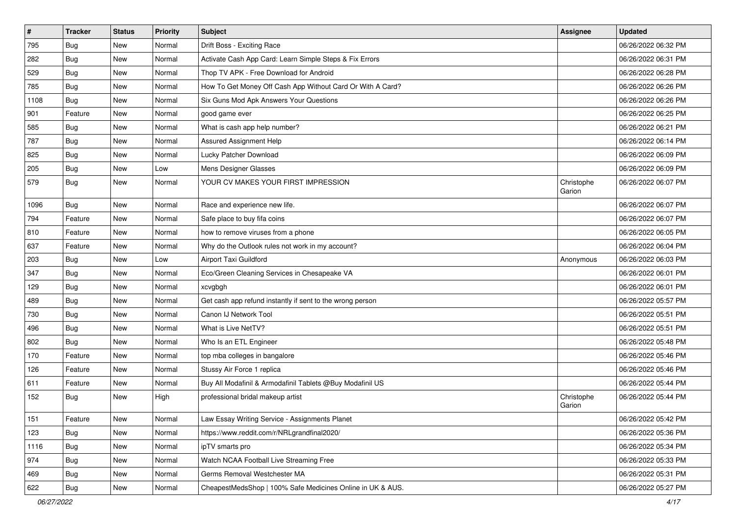| # | Tracker | Status | Priority | Subject | Assignee | Updated |
|---|---|---|---|---|---|---|
| 795 | Bug | New | Normal | Drift Boss - Exciting Race | | 06/26/2022 06:32 PM |
| 282 | Bug | New | Normal | Activate Cash App Card: Learn Simple Steps & Fix Errors | | 06/26/2022 06:31 PM |
| 529 | Bug | New | Normal | Thop TV APK - Free Download for Android | | 06/26/2022 06:28 PM |
| 785 | Bug | New | Normal | How To Get Money Off Cash App Without Card Or With A Card? | | 06/26/2022 06:26 PM |
| 1108 | Bug | New | Normal | Six Guns Mod Apk Answers Your Questions | | 06/26/2022 06:26 PM |
| 901 | Feature | New | Normal | good game ever | | 06/26/2022 06:25 PM |
| 585 | Bug | New | Normal | What is cash app help number? | | 06/26/2022 06:21 PM |
| 787 | Bug | New | Normal | Assured Assignment Help | | 06/26/2022 06:14 PM |
| 825 | Bug | New | Normal | Lucky Patcher Download | | 06/26/2022 06:09 PM |
| 205 | Bug | New | Low | Mens Designer Glasses | | 06/26/2022 06:09 PM |
| 579 | Bug | New | Normal | YOUR CV MAKES YOUR FIRST IMPRESSION | Christophe Garion | 06/26/2022 06:07 PM |
| 1096 | Bug | New | Normal | Race and experience new life. | | 06/26/2022 06:07 PM |
| 794 | Feature | New | Normal | Safe place to buy fifa coins | | 06/26/2022 06:07 PM |
| 810 | Feature | New | Normal | how to remove viruses from a phone | | 06/26/2022 06:05 PM |
| 637 | Feature | New | Normal | Why do the Outlook rules not work in my account? | | 06/26/2022 06:04 PM |
| 203 | Bug | New | Low | Airport Taxi Guildford | Anonymous | 06/26/2022 06:03 PM |
| 347 | Bug | New | Normal | Eco/Green Cleaning Services in Chesapeake VA | | 06/26/2022 06:01 PM |
| 129 | Bug | New | Normal | xcvgbgh | | 06/26/2022 06:01 PM |
| 489 | Bug | New | Normal | Get cash app refund instantly if sent to the wrong person | | 06/26/2022 05:57 PM |
| 730 | Bug | New | Normal | Canon IJ Network Tool | | 06/26/2022 05:51 PM |
| 496 | Bug | New | Normal | What is Live NetTV? | | 06/26/2022 05:51 PM |
| 802 | Bug | New | Normal | Who Is an ETL Engineer | | 06/26/2022 05:48 PM |
| 170 | Feature | New | Normal | top mba colleges in bangalore | | 06/26/2022 05:46 PM |
| 126 | Feature | New | Normal | Stussy Air Force 1 replica | | 06/26/2022 05:46 PM |
| 611 | Feature | New | Normal | Buy All Modafinil & Armodafinil Tablets @Buy Modafinil US | | 06/26/2022 05:44 PM |
| 152 | Bug | New | High | professional bridal makeup artist | Christophe Garion | 06/26/2022 05:44 PM |
| 151 | Feature | New | Normal | Law Essay Writing Service - Assignments Planet | | 06/26/2022 05:42 PM |
| 123 | Bug | New | Normal | https://www.reddit.com/r/NRLgrandfinal2020/ | | 06/26/2022 05:36 PM |
| 1116 | Bug | New | Normal | ipTV smarts pro | | 06/26/2022 05:34 PM |
| 974 | Bug | New | Normal | Watch NCAA Football Live Streaming Free | | 06/26/2022 05:33 PM |
| 469 | Bug | New | Normal | Germs Removal Westchester MA | | 06/26/2022 05:31 PM |
| 622 | Bug | New | Normal | CheapestMedsShop \| 100% Safe Medicines Online in UK & AUS. | | 06/26/2022 05:27 PM |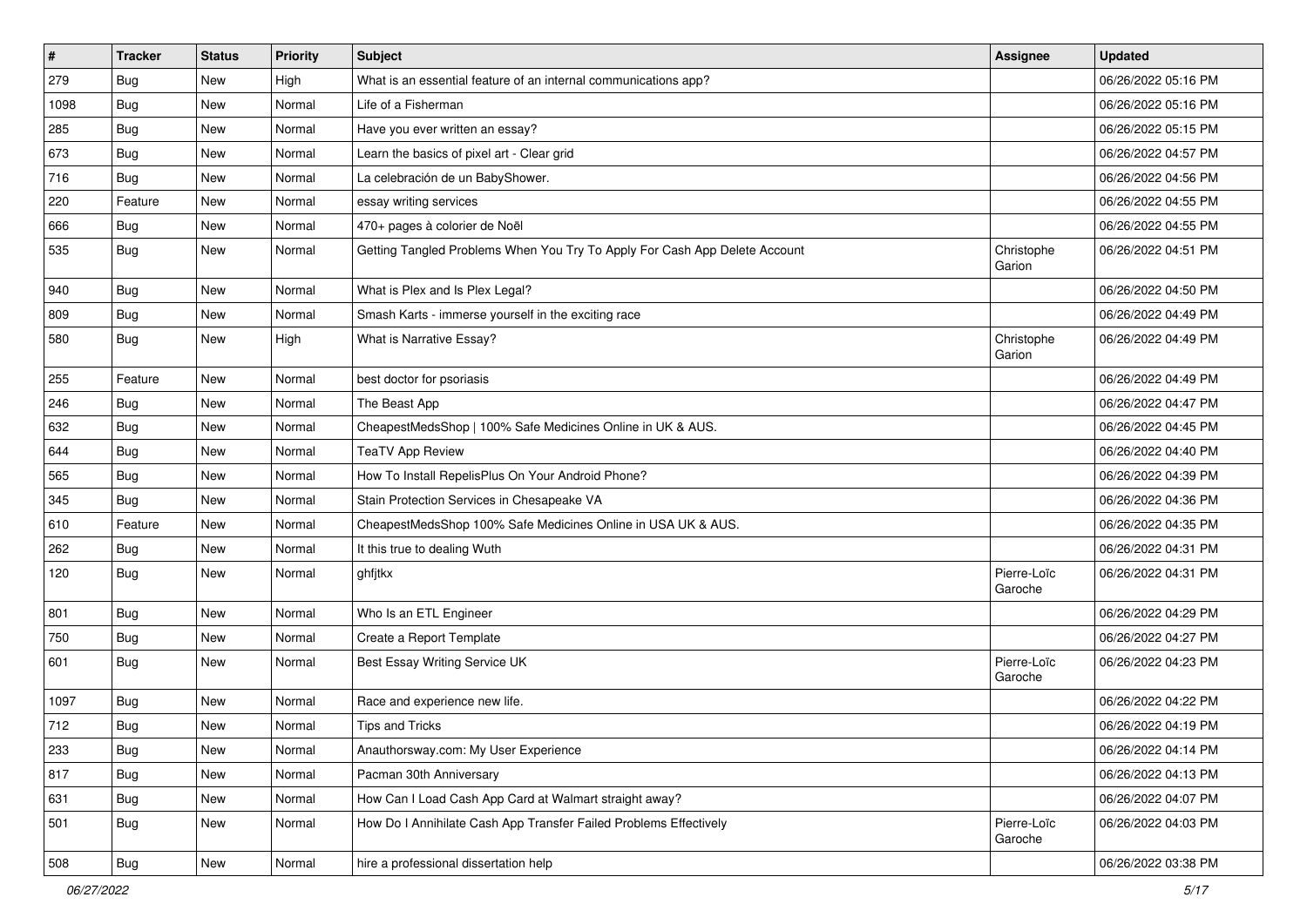| # | Tracker | Status | Priority | Subject | Assignee | Updated |
|---|---|---|---|---|---|---|
| 279 | Bug | New | High | What is an essential feature of an internal communications app? | | 06/26/2022 05:16 PM |
| 1098 | Bug | New | Normal | Life of a Fisherman | | 06/26/2022 05:16 PM |
| 285 | Bug | New | Normal | Have you ever written an essay? | | 06/26/2022 05:15 PM |
| 673 | Bug | New | Normal | Learn the basics of pixel art - Clear grid | | 06/26/2022 04:57 PM |
| 716 | Bug | New | Normal | La celebración de un BabyShower. | | 06/26/2022 04:56 PM |
| 220 | Feature | New | Normal | essay writing services | | 06/26/2022 04:55 PM |
| 666 | Bug | New | Normal | 470+ pages à colorier de Noël | | 06/26/2022 04:55 PM |
| 535 | Bug | New | Normal | Getting Tangled Problems When You Try To Apply For Cash App Delete Account | Christophe Garion | 06/26/2022 04:51 PM |
| 940 | Bug | New | Normal | What is Plex and Is Plex Legal? | | 06/26/2022 04:50 PM |
| 809 | Bug | New | Normal | Smash Karts - immerse yourself in the exciting race | | 06/26/2022 04:49 PM |
| 580 | Bug | New | High | What is Narrative Essay? | Christophe Garion | 06/26/2022 04:49 PM |
| 255 | Feature | New | Normal | best doctor for psoriasis | | 06/26/2022 04:49 PM |
| 246 | Bug | New | Normal | The Beast App | | 06/26/2022 04:47 PM |
| 632 | Bug | New | Normal | CheapestMedsShop \| 100% Safe Medicines Online in UK & AUS. | | 06/26/2022 04:45 PM |
| 644 | Bug | New | Normal | TeaTV App Review | | 06/26/2022 04:40 PM |
| 565 | Bug | New | Normal | How To Install RepelisPlus On Your Android Phone? | | 06/26/2022 04:39 PM |
| 345 | Bug | New | Normal | Stain Protection Services in Chesapeake VA | | 06/26/2022 04:36 PM |
| 610 | Feature | New | Normal | CheapestMedsShop 100% Safe Medicines Online in USA UK & AUS. | | 06/26/2022 04:35 PM |
| 262 | Bug | New | Normal | It this true to dealing Wuth | | 06/26/2022 04:31 PM |
| 120 | Bug | New | Normal | ghfjtkx | Pierre-Loïc Garoche | 06/26/2022 04:31 PM |
| 801 | Bug | New | Normal | Who Is an ETL Engineer | | 06/26/2022 04:29 PM |
| 750 | Bug | New | Normal | Create a Report Template | | 06/26/2022 04:27 PM |
| 601 | Bug | New | Normal | Best Essay Writing Service UK | Pierre-Loïc Garoche | 06/26/2022 04:23 PM |
| 1097 | Bug | New | Normal | Race and experience new life. | | 06/26/2022 04:22 PM |
| 712 | Bug | New | Normal | Tips and Tricks | | 06/26/2022 04:19 PM |
| 233 | Bug | New | Normal | Anauthorsway.com: My User Experience | | 06/26/2022 04:14 PM |
| 817 | Bug | New | Normal | Pacman 30th Anniversary | | 06/26/2022 04:13 PM |
| 631 | Bug | New | Normal | How Can I Load Cash App Card at Walmart straight away? | | 06/26/2022 04:07 PM |
| 501 | Bug | New | Normal | How Do I Annihilate Cash App Transfer Failed Problems Effectively | Pierre-Loïc Garoche | 06/26/2022 04:03 PM |
| 508 | Bug | New | Normal | hire a professional dissertation help | | 06/26/2022 03:38 PM |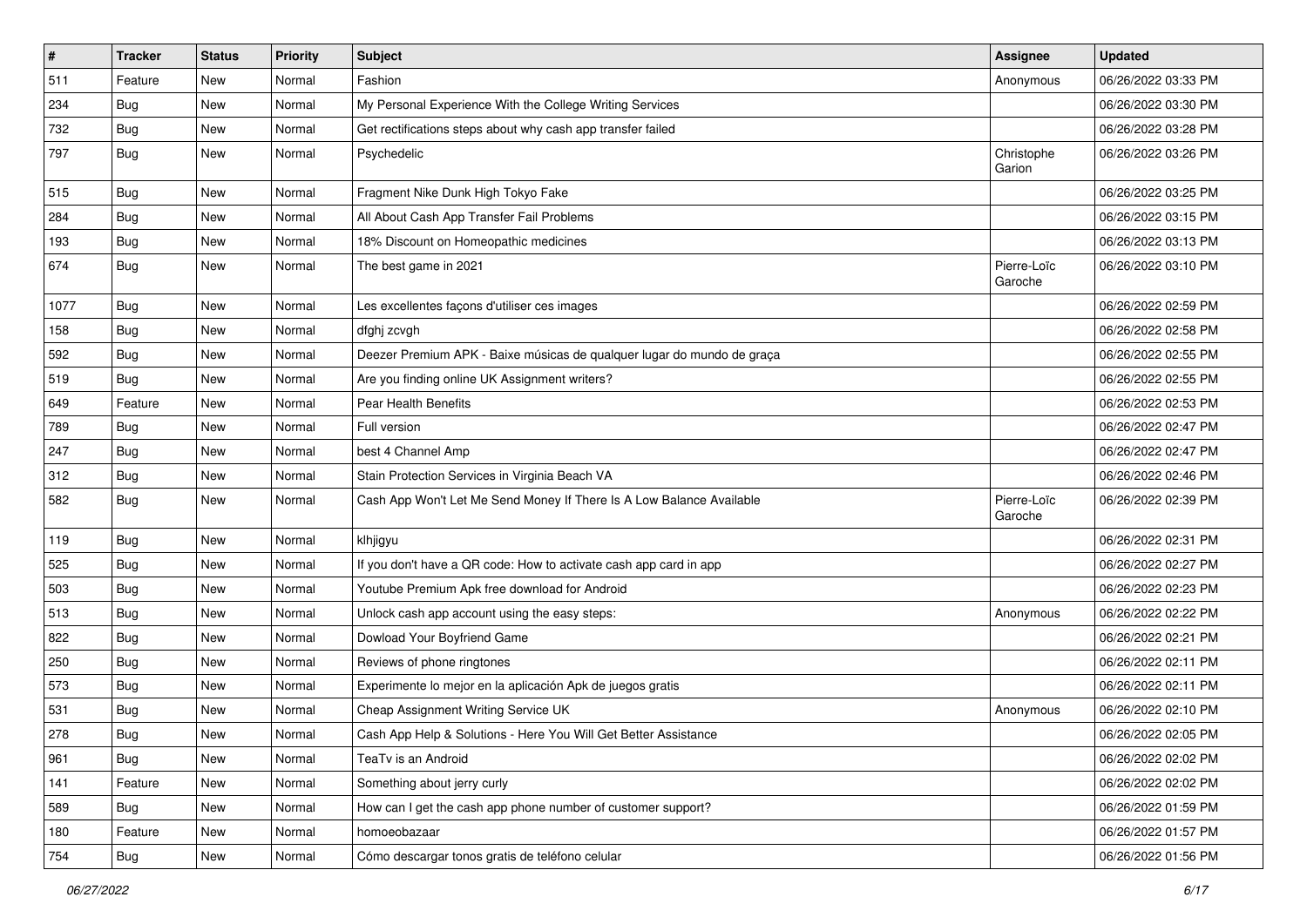| # | Tracker | Status | Priority | Subject | Assignee | Updated |
|---|---|---|---|---|---|---|
| 511 | Feature | New | Normal | Fashion | Anonymous | 06/26/2022 03:33 PM |
| 234 | Bug | New | Normal | My Personal Experience With the College Writing Services | | 06/26/2022 03:30 PM |
| 732 | Bug | New | Normal | Get rectifications steps about why cash app transfer failed | | 06/26/2022 03:28 PM |
| 797 | Bug | New | Normal | Psychedelic | Christophe Garion | 06/26/2022 03:26 PM |
| 515 | Bug | New | Normal | Fragment Nike Dunk High Tokyo Fake | | 06/26/2022 03:25 PM |
| 284 | Bug | New | Normal | All About Cash App Transfer Fail Problems | | 06/26/2022 03:15 PM |
| 193 | Bug | New | Normal | 18% Discount on Homeopathic medicines | | 06/26/2022 03:13 PM |
| 674 | Bug | New | Normal | The best game in 2021 | Pierre-Loïc Garoche | 06/26/2022 03:10 PM |
| 1077 | Bug | New | Normal | Les excellentes façons d'utiliser ces images | | 06/26/2022 02:59 PM |
| 158 | Bug | New | Normal | dfghj zcvgh | | 06/26/2022 02:58 PM |
| 592 | Bug | New | Normal | Deezer Premium APK - Baixe músicas de qualquer lugar do mundo de graça | | 06/26/2022 02:55 PM |
| 519 | Bug | New | Normal | Are you finding online UK Assignment writers? | | 06/26/2022 02:55 PM |
| 649 | Feature | New | Normal | Pear Health Benefits | | 06/26/2022 02:53 PM |
| 789 | Bug | New | Normal | Full version | | 06/26/2022 02:47 PM |
| 247 | Bug | New | Normal | best 4 Channel Amp | | 06/26/2022 02:47 PM |
| 312 | Bug | New | Normal | Stain Protection Services in Virginia Beach VA | | 06/26/2022 02:46 PM |
| 582 | Bug | New | Normal | Cash App Won't Let Me Send Money If There Is A Low Balance Available | Pierre-Loïc Garoche | 06/26/2022 02:39 PM |
| 119 | Bug | New | Normal | klhjigyu | | 06/26/2022 02:31 PM |
| 525 | Bug | New | Normal | If you don't have a QR code: How to activate cash app card in app | | 06/26/2022 02:27 PM |
| 503 | Bug | New | Normal | Youtube Premium Apk free download for Android | | 06/26/2022 02:23 PM |
| 513 | Bug | New | Normal | Unlock cash app account using the easy steps: | Anonymous | 06/26/2022 02:22 PM |
| 822 | Bug | New | Normal | Dowload Your Boyfriend Game | | 06/26/2022 02:21 PM |
| 250 | Bug | New | Normal | Reviews of phone ringtones | | 06/26/2022 02:11 PM |
| 573 | Bug | New | Normal | Experimente lo mejor en la aplicación Apk de juegos gratis | | 06/26/2022 02:11 PM |
| 531 | Bug | New | Normal | Cheap Assignment Writing Service UK | Anonymous | 06/26/2022 02:10 PM |
| 278 | Bug | New | Normal | Cash App Help & Solutions - Here You Will Get Better Assistance | | 06/26/2022 02:05 PM |
| 961 | Bug | New | Normal | TeaTv is an Android | | 06/26/2022 02:02 PM |
| 141 | Feature | New | Normal | Something about jerry curly | | 06/26/2022 02:02 PM |
| 589 | Bug | New | Normal | How can I get the cash app phone number of customer support? | | 06/26/2022 01:59 PM |
| 180 | Feature | New | Normal | homoeobazaar | | 06/26/2022 01:57 PM |
| 754 | Bug | New | Normal | Cómo descargar tonos gratis de teléfono celular | | 06/26/2022 01:56 PM |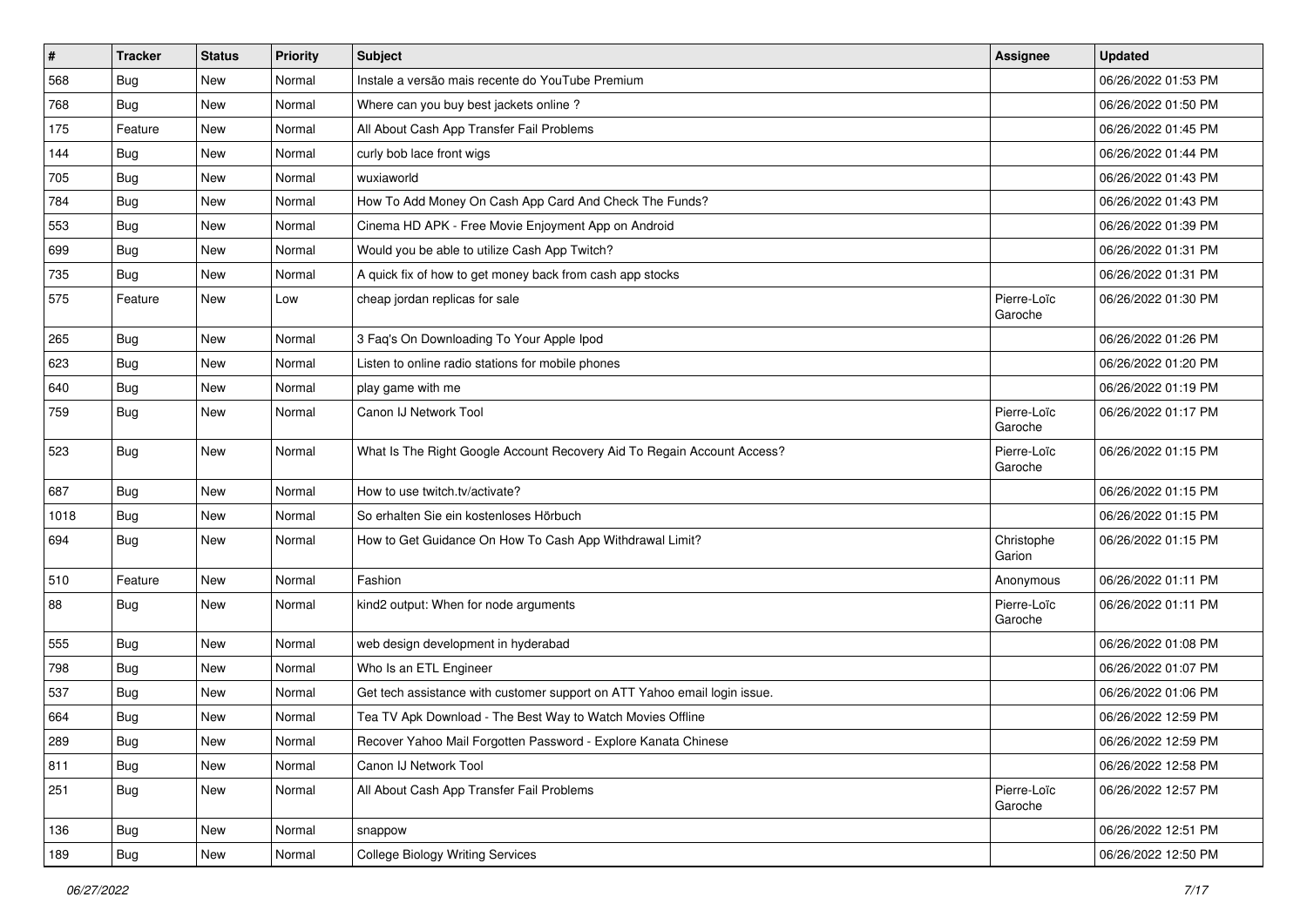| # | Tracker | Status | Priority | Subject | Assignee | Updated |
|---|---|---|---|---|---|---|
| 568 | Bug | New | Normal | Instale a versão mais recente do YouTube Premium | | 06/26/2022 01:53 PM |
| 768 | Bug | New | Normal | Where can you buy best jackets online ? | | 06/26/2022 01:50 PM |
| 175 | Feature | New | Normal | All About Cash App Transfer Fail Problems | | 06/26/2022 01:45 PM |
| 144 | Bug | New | Normal | curly bob lace front wigs | | 06/26/2022 01:44 PM |
| 705 | Bug | New | Normal | wuxiaworld | | 06/26/2022 01:43 PM |
| 784 | Bug | New | Normal | How To Add Money On Cash App Card And Check The Funds? | | 06/26/2022 01:43 PM |
| 553 | Bug | New | Normal | Cinema HD APK - Free Movie Enjoyment App on Android | | 06/26/2022 01:39 PM |
| 699 | Bug | New | Normal | Would you be able to utilize Cash App Twitch? | | 06/26/2022 01:31 PM |
| 735 | Bug | New | Normal | A quick fix of how to get money back from cash app stocks | | 06/26/2022 01:31 PM |
| 575 | Feature | New | Low | cheap jordan replicas for sale | Pierre-Loïc Garoche | 06/26/2022 01:30 PM |
| 265 | Bug | New | Normal | 3 Faq's On Downloading To Your Apple Ipod | | 06/26/2022 01:26 PM |
| 623 | Bug | New | Normal | Listen to online radio stations for mobile phones | | 06/26/2022 01:20 PM |
| 640 | Bug | New | Normal | play game with me | | 06/26/2022 01:19 PM |
| 759 | Bug | New | Normal | Canon IJ Network Tool | Pierre-Loïc Garoche | 06/26/2022 01:17 PM |
| 523 | Bug | New | Normal | What Is The Right Google Account Recovery Aid To Regain Account Access? | Pierre-Loïc Garoche | 06/26/2022 01:15 PM |
| 687 | Bug | New | Normal | How to use twitch.tv/activate? | | 06/26/2022 01:15 PM |
| 1018 | Bug | New | Normal | So erhalten Sie ein kostenloses Hörbuch | | 06/26/2022 01:15 PM |
| 694 | Bug | New | Normal | How to Get Guidance On How To Cash App Withdrawal Limit? | Christophe Garion | 06/26/2022 01:15 PM |
| 510 | Feature | New | Normal | Fashion | Anonymous | 06/26/2022 01:11 PM |
| 88 | Bug | New | Normal | kind2 output: When for node arguments | Pierre-Loïc Garoche | 06/26/2022 01:11 PM |
| 555 | Bug | New | Normal | web design development in hyderabad | | 06/26/2022 01:08 PM |
| 798 | Bug | New | Normal | Who Is an ETL Engineer | | 06/26/2022 01:07 PM |
| 537 | Bug | New | Normal | Get tech assistance with customer support on ATT Yahoo email login issue. | | 06/26/2022 01:06 PM |
| 664 | Bug | New | Normal | Tea TV Apk Download - The Best Way to Watch Movies Offline | | 06/26/2022 12:59 PM |
| 289 | Bug | New | Normal | Recover Yahoo Mail Forgotten Password - Explore Kanata Chinese | | 06/26/2022 12:59 PM |
| 811 | Bug | New | Normal | Canon IJ Network Tool | | 06/26/2022 12:58 PM |
| 251 | Bug | New | Normal | All About Cash App Transfer Fail Problems | Pierre-Loïc Garoche | 06/26/2022 12:57 PM |
| 136 | Bug | New | Normal | snappow | | 06/26/2022 12:51 PM |
| 189 | Bug | New | Normal | College Biology Writing Services | | 06/26/2022 12:50 PM |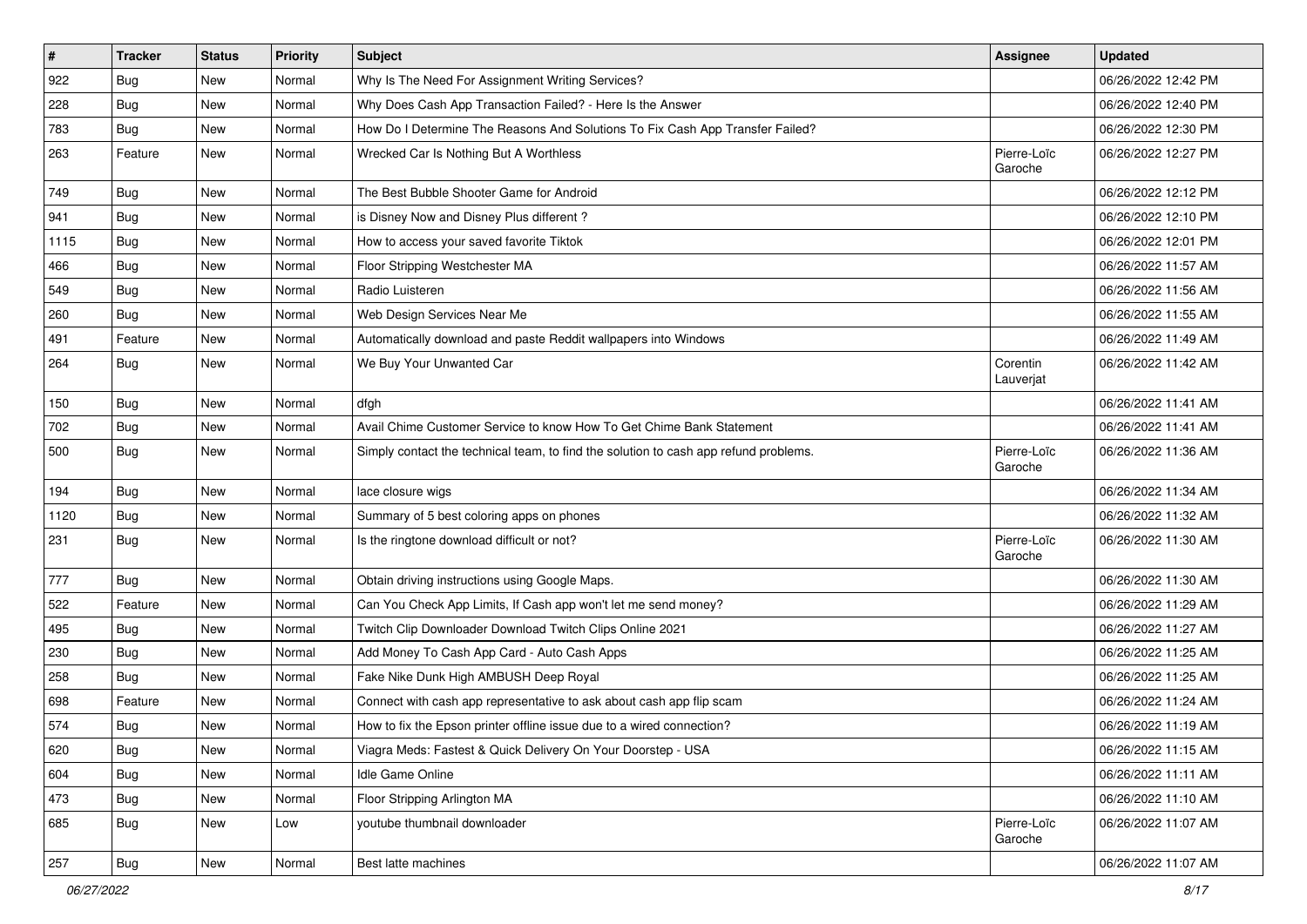| # | Tracker | Status | Priority | Subject | Assignee | Updated |
|---|---|---|---|---|---|---|
| 922 | Bug | New | Normal | Why Is The Need For Assignment Writing Services? | | 06/26/2022 12:42 PM |
| 228 | Bug | New | Normal | Why Does Cash App Transaction Failed? - Here Is the Answer | | 06/26/2022 12:40 PM |
| 783 | Bug | New | Normal | How Do I Determine The Reasons And Solutions To Fix Cash App Transfer Failed? | | 06/26/2022 12:30 PM |
| 263 | Feature | New | Normal | Wrecked Car Is Nothing But A Worthless | Pierre-Loïc Garoche | 06/26/2022 12:27 PM |
| 749 | Bug | New | Normal | The Best Bubble Shooter Game for Android | | 06/26/2022 12:12 PM |
| 941 | Bug | New | Normal | is Disney Now and Disney Plus different ? | | 06/26/2022 12:10 PM |
| 1115 | Bug | New | Normal | How to access your saved favorite Tiktok | | 06/26/2022 12:01 PM |
| 466 | Bug | New | Normal | Floor Stripping Westchester MA | | 06/26/2022 11:57 AM |
| 549 | Bug | New | Normal | Radio Luisteren | | 06/26/2022 11:56 AM |
| 260 | Bug | New | Normal | Web Design Services Near Me | | 06/26/2022 11:55 AM |
| 491 | Feature | New | Normal | Automatically download and paste Reddit wallpapers into Windows | | 06/26/2022 11:49 AM |
| 264 | Bug | New | Normal | We Buy Your Unwanted Car | Corentin Lauverjat | 06/26/2022 11:42 AM |
| 150 | Bug | New | Normal | dfgh | | 06/26/2022 11:41 AM |
| 702 | Bug | New | Normal | Avail Chime Customer Service to know How To Get Chime Bank Statement | | 06/26/2022 11:41 AM |
| 500 | Bug | New | Normal | Simply contact the technical team, to find the solution to cash app refund problems. | Pierre-Loïc Garoche | 06/26/2022 11:36 AM |
| 194 | Bug | New | Normal | lace closure wigs | | 06/26/2022 11:34 AM |
| 1120 | Bug | New | Normal | Summary of 5 best coloring apps on phones | | 06/26/2022 11:32 AM |
| 231 | Bug | New | Normal | Is the ringtone download difficult or not? | Pierre-Loïc Garoche | 06/26/2022 11:30 AM |
| 777 | Bug | New | Normal | Obtain driving instructions using Google Maps. | | 06/26/2022 11:30 AM |
| 522 | Feature | New | Normal | Can You Check App Limits, If Cash app won't let me send money? | | 06/26/2022 11:29 AM |
| 495 | Bug | New | Normal | Twitch Clip Downloader Download Twitch Clips Online 2021 | | 06/26/2022 11:27 AM |
| 230 | Bug | New | Normal | Add Money To Cash App Card - Auto Cash Apps | | 06/26/2022 11:25 AM |
| 258 | Bug | New | Normal | Fake Nike Dunk High AMBUSH Deep Royal | | 06/26/2022 11:25 AM |
| 698 | Feature | New | Normal | Connect with cash app representative to ask about cash app flip scam | | 06/26/2022 11:24 AM |
| 574 | Bug | New | Normal | How to fix the Epson printer offline issue due to a wired connection? | | 06/26/2022 11:19 AM |
| 620 | Bug | New | Normal | Viagra Meds: Fastest & Quick Delivery On Your Doorstep - USA | | 06/26/2022 11:15 AM |
| 604 | Bug | New | Normal | Idle Game Online | | 06/26/2022 11:11 AM |
| 473 | Bug | New | Normal | Floor Stripping Arlington MA | | 06/26/2022 11:10 AM |
| 685 | Bug | New | Low | youtube thumbnail downloader | Pierre-Loïc Garoche | 06/26/2022 11:07 AM |
| 257 | Bug | New | Normal | Best latte machines | | 06/26/2022 11:07 AM |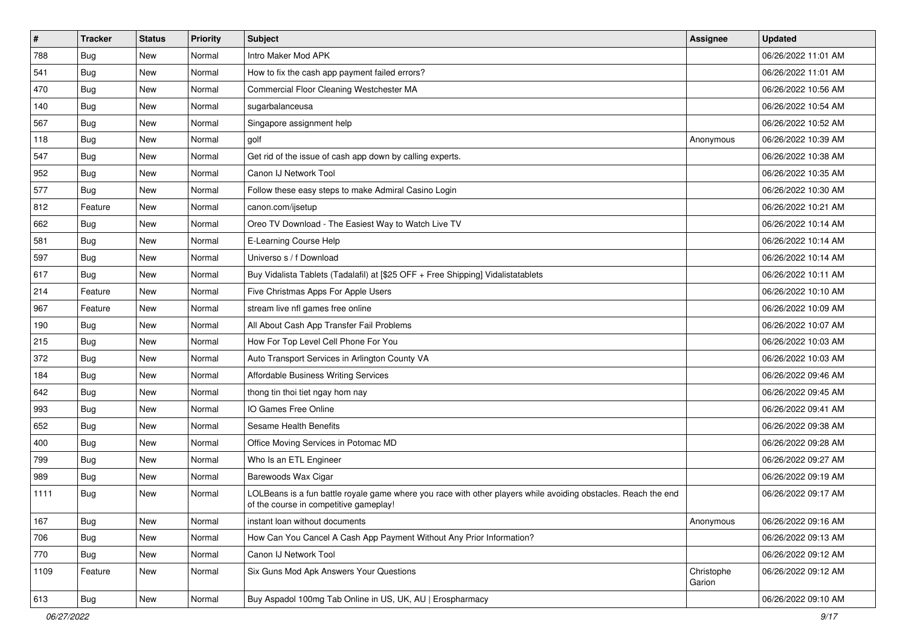| # | Tracker | Status | Priority | Subject | Assignee | Updated |
|---|---|---|---|---|---|---|
| 788 | Bug | New | Normal | Intro Maker Mod APK | | 06/26/2022 11:01 AM |
| 541 | Bug | New | Normal | How to fix the cash app payment failed errors? | | 06/26/2022 11:01 AM |
| 470 | Bug | New | Normal | Commercial Floor Cleaning Westchester MA | | 06/26/2022 10:56 AM |
| 140 | Bug | New | Normal | sugarbalanceusa | | 06/26/2022 10:54 AM |
| 567 | Bug | New | Normal | Singapore assignment help | | 06/26/2022 10:52 AM |
| 118 | Bug | New | Normal | golf | Anonymous | 06/26/2022 10:39 AM |
| 547 | Bug | New | Normal | Get rid of the issue of cash app down by calling experts. | | 06/26/2022 10:38 AM |
| 952 | Bug | New | Normal | Canon IJ Network Tool | | 06/26/2022 10:35 AM |
| 577 | Bug | New | Normal | Follow these easy steps to make Admiral Casino Login | | 06/26/2022 10:30 AM |
| 812 | Feature | New | Normal | canon.com/ijsetup | | 06/26/2022 10:21 AM |
| 662 | Bug | New | Normal | Oreo TV Download - The Easiest Way to Watch Live TV | | 06/26/2022 10:14 AM |
| 581 | Bug | New | Normal | E-Learning Course Help | | 06/26/2022 10:14 AM |
| 597 | Bug | New | Normal | Universo s / f Download | | 06/26/2022 10:14 AM |
| 617 | Bug | New | Normal | Buy Vidalista Tablets (Tadalafil) at [$25 OFF + Free Shipping] Vidalistatablets | | 06/26/2022 10:11 AM |
| 214 | Feature | New | Normal | Five Christmas Apps For Apple Users | | 06/26/2022 10:10 AM |
| 967 | Feature | New | Normal | stream live nfl games free online | | 06/26/2022 10:09 AM |
| 190 | Bug | New | Normal | All About Cash App Transfer Fail Problems | | 06/26/2022 10:07 AM |
| 215 | Bug | New | Normal | How For Top Level Cell Phone For You | | 06/26/2022 10:03 AM |
| 372 | Bug | New | Normal | Auto Transport Services in Arlington County VA | | 06/26/2022 10:03 AM |
| 184 | Bug | New | Normal | Affordable Business Writing Services | | 06/26/2022 09:46 AM |
| 642 | Bug | New | Normal | thong tin thoi tiet ngay hom nay | | 06/26/2022 09:45 AM |
| 993 | Bug | New | Normal | IO Games Free Online | | 06/26/2022 09:41 AM |
| 652 | Bug | New | Normal | Sesame Health Benefits | | 06/26/2022 09:38 AM |
| 400 | Bug | New | Normal | Office Moving Services in Potomac MD | | 06/26/2022 09:28 AM |
| 799 | Bug | New | Normal | Who Is an ETL Engineer | | 06/26/2022 09:27 AM |
| 989 | Bug | New | Normal | Barewoods Wax Cigar | | 06/26/2022 09:19 AM |
| 1111 | Bug | New | Normal | LOLBeans is a fun battle royale game where you race with other players while avoiding obstacles. Reach the end of the course in competitive gameplay! | | 06/26/2022 09:17 AM |
| 167 | Bug | New | Normal | instant loan without documents | Anonymous | 06/26/2022 09:16 AM |
| 706 | Bug | New | Normal | How Can You Cancel A Cash App Payment Without Any Prior Information? | | 06/26/2022 09:13 AM |
| 770 | Bug | New | Normal | Canon IJ Network Tool | | 06/26/2022 09:12 AM |
| 1109 | Feature | New | Normal | Six Guns Mod Apk Answers Your Questions | Christophe Garion | 06/26/2022 09:12 AM |
| 613 | Bug | New | Normal | Buy Aspadol 100mg Tab Online in US, UK, AU \| Erospharmacy | | 06/26/2022 09:10 AM |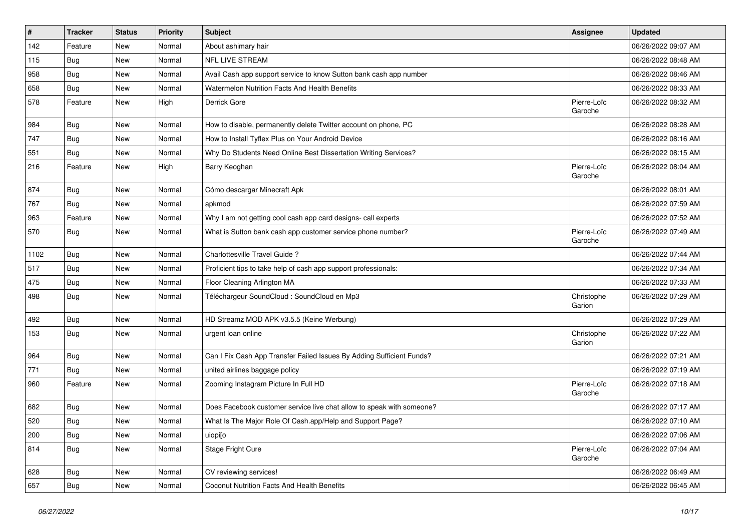| # | Tracker | Status | Priority | Subject | Assignee | Updated |
|---|---|---|---|---|---|---|
| 142 | Feature | New | Normal | About ashimary hair |  | 06/26/2022 09:07 AM |
| 115 | Bug | New | Normal | NFL LIVE STREAM |  | 06/26/2022 08:48 AM |
| 958 | Bug | New | Normal | Avail Cash app support service to know Sutton bank cash app number |  | 06/26/2022 08:46 AM |
| 658 | Bug | New | Normal | Watermelon Nutrition Facts And Health Benefits |  | 06/26/2022 08:33 AM |
| 578 | Feature | New | High | Derrick Gore | Pierre-Loïc Garoche | 06/26/2022 08:32 AM |
| 984 | Bug | New | Normal | How to disable, permanently delete Twitter account on phone, PC |  | 06/26/2022 08:28 AM |
| 747 | Bug | New | Normal | How to Install Tyflex Plus on Your Android Device |  | 06/26/2022 08:16 AM |
| 551 | Bug | New | Normal | Why Do Students Need Online Best Dissertation Writing Services? |  | 06/26/2022 08:15 AM |
| 216 | Feature | New | High | Barry Keoghan | Pierre-Loïc Garoche | 06/26/2022 08:04 AM |
| 874 | Bug | New | Normal | Cómo descargar Minecraft Apk |  | 06/26/2022 08:01 AM |
| 767 | Bug | New | Normal | apkmod |  | 06/26/2022 07:59 AM |
| 963 | Feature | New | Normal | Why I am not getting cool cash app card designs- call experts |  | 06/26/2022 07:52 AM |
| 570 | Bug | New | Normal | What is Sutton bank cash app customer service phone number? | Pierre-Loïc Garoche | 06/26/2022 07:49 AM |
| 1102 | Bug | New | Normal | Charlottesville Travel Guide ? |  | 06/26/2022 07:44 AM |
| 517 | Bug | New | Normal | Proficient tips to take help of cash app support professionals: |  | 06/26/2022 07:34 AM |
| 475 | Bug | New | Normal | Floor Cleaning Arlington MA |  | 06/26/2022 07:33 AM |
| 498 | Bug | New | Normal | Téléchargeur SoundCloud : SoundCloud en Mp3 | Christophe Garion | 06/26/2022 07:29 AM |
| 492 | Bug | New | Normal | HD Streamz MOD APK v3.5.5 (Keine Werbung) |  | 06/26/2022 07:29 AM |
| 153 | Bug | New | Normal | urgent loan online | Christophe Garion | 06/26/2022 07:22 AM |
| 964 | Bug | New | Normal | Can I Fix Cash App Transfer Failed Issues By Adding Sufficient Funds? |  | 06/26/2022 07:21 AM |
| 771 | Bug | New | Normal | united airlines baggage policy |  | 06/26/2022 07:19 AM |
| 960 | Feature | New | Normal | Zooming Instagram Picture In Full HD | Pierre-Loïc Garoche | 06/26/2022 07:18 AM |
| 682 | Bug | New | Normal | Does Facebook customer service live chat allow to speak with someone? |  | 06/26/2022 07:17 AM |
| 520 | Bug | New | Normal | What Is The Major Role Of Cash.app/Help and Support Page? |  | 06/26/2022 07:10 AM |
| 200 | Bug | New | Normal | uiopi[o |  | 06/26/2022 07:06 AM |
| 814 | Bug | New | Normal | Stage Fright Cure | Pierre-Loïc Garoche | 06/26/2022 07:04 AM |
| 628 | Bug | New | Normal | CV reviewing services! |  | 06/26/2022 06:49 AM |
| 657 | Bug | New | Normal | Coconut Nutrition Facts And Health Benefits |  | 06/26/2022 06:45 AM |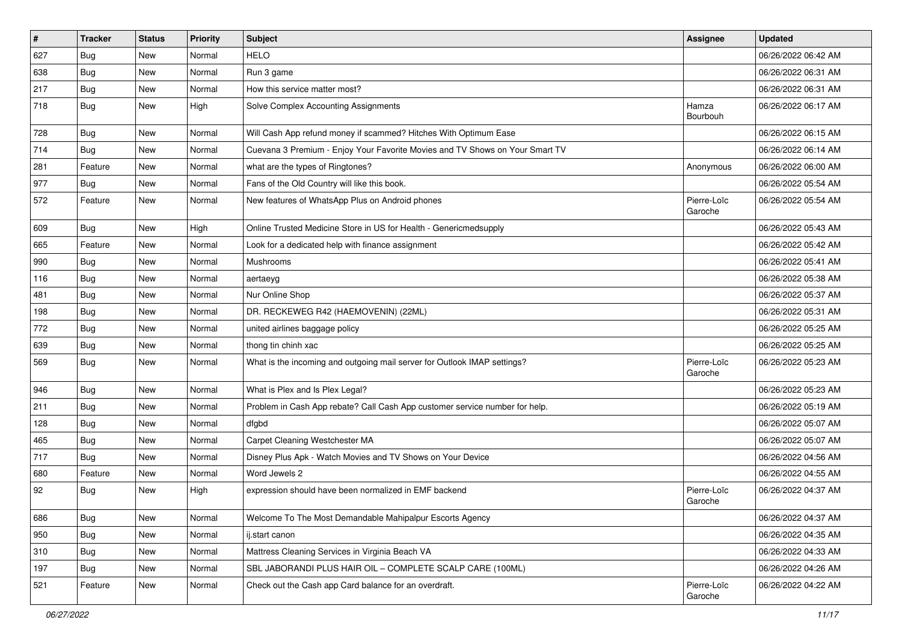| # | Tracker | Status | Priority | Subject | Assignee | Updated |
|---|---|---|---|---|---|---|
| 627 | Bug | New | Normal | HELO | | 06/26/2022 06:42 AM |
| 638 | Bug | New | Normal | Run 3 game | | 06/26/2022 06:31 AM |
| 217 | Bug | New | Normal | How this service matter most? | | 06/26/2022 06:31 AM |
| 718 | Bug | New | High | Solve Complex Accounting Assignments | Hamza Bourbouh | 06/26/2022 06:17 AM |
| 728 | Bug | New | Normal | Will Cash App refund money if scammed? Hitches With Optimum Ease | | 06/26/2022 06:15 AM |
| 714 | Bug | New | Normal | Cuevana 3 Premium - Enjoy Your Favorite Movies and TV Shows on Your Smart TV | | 06/26/2022 06:14 AM |
| 281 | Feature | New | Normal | what are the types of Ringtones? | Anonymous | 06/26/2022 06:00 AM |
| 977 | Bug | New | Normal | Fans of the Old Country will like this book. | | 06/26/2022 05:54 AM |
| 572 | Feature | New | Normal | New features of WhatsApp Plus on Android phones | Pierre-Loïc Garoche | 06/26/2022 05:54 AM |
| 609 | Bug | New | High | Online Trusted Medicine Store in US for Health - Genericmedsupply | | 06/26/2022 05:43 AM |
| 665 | Feature | New | Normal | Look for a dedicated help with finance assignment | | 06/26/2022 05:42 AM |
| 990 | Bug | New | Normal | Mushrooms | | 06/26/2022 05:41 AM |
| 116 | Bug | New | Normal | aertaeyg | | 06/26/2022 05:38 AM |
| 481 | Bug | New | Normal | Nur Online Shop | | 06/26/2022 05:37 AM |
| 198 | Bug | New | Normal | DR. RECKEWEG R42 (HAEMOVENIN) (22ML) | | 06/26/2022 05:31 AM |
| 772 | Bug | New | Normal | united airlines baggage policy | | 06/26/2022 05:25 AM |
| 639 | Bug | New | Normal | thong tin chinh xac | | 06/26/2022 05:25 AM |
| 569 | Bug | New | Normal | What is the incoming and outgoing mail server for Outlook IMAP settings? | Pierre-Loïc Garoche | 06/26/2022 05:23 AM |
| 946 | Bug | New | Normal | What is Plex and Is Plex Legal? | | 06/26/2022 05:23 AM |
| 211 | Bug | New | Normal | Problem in Cash App rebate? Call Cash App customer service number for help. | | 06/26/2022 05:19 AM |
| 128 | Bug | New | Normal | dfgbd | | 06/26/2022 05:07 AM |
| 465 | Bug | New | Normal | Carpet Cleaning Westchester MA | | 06/26/2022 05:07 AM |
| 717 | Bug | New | Normal | Disney Plus Apk - Watch Movies and TV Shows on Your Device | | 06/26/2022 04:56 AM |
| 680 | Feature | New | Normal | Word Jewels 2 | | 06/26/2022 04:55 AM |
| 92 | Bug | New | High | expression should have been normalized in EMF backend | Pierre-Loïc Garoche | 06/26/2022 04:37 AM |
| 686 | Bug | New | Normal | Welcome To The Most Demandable Mahipalpur Escorts Agency | | 06/26/2022 04:37 AM |
| 950 | Bug | New | Normal | ij.start canon | | 06/26/2022 04:35 AM |
| 310 | Bug | New | Normal | Mattress Cleaning Services in Virginia Beach VA | | 06/26/2022 04:33 AM |
| 197 | Bug | New | Normal | SBL JABORANDI PLUS HAIR OIL – COMPLETE SCALP CARE (100ML) | | 06/26/2022 04:26 AM |
| 521 | Feature | New | Normal | Check out the Cash app Card balance for an overdraft. | Pierre-Loïc Garoche | 06/26/2022 04:22 AM |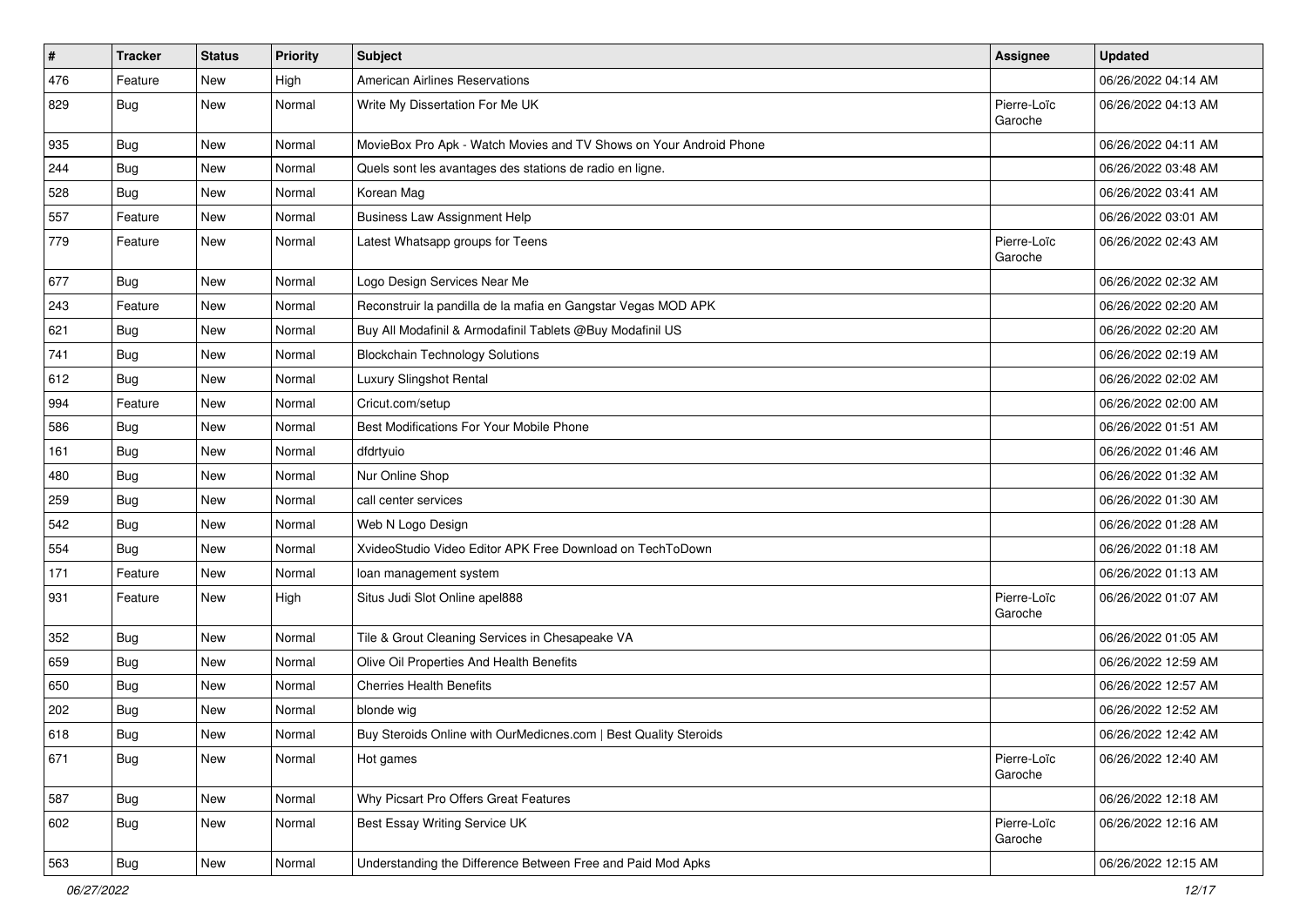| # | Tracker | Status | Priority | Subject | Assignee | Updated |
|---|---|---|---|---|---|---|
| 476 | Feature | New | High | American Airlines Reservations | | 06/26/2022 04:14 AM |
| 829 | Bug | New | Normal | Write My Dissertation For Me UK | Pierre-Loïc Garoche | 06/26/2022 04:13 AM |
| 935 | Bug | New | Normal | MovieBox Pro Apk - Watch Movies and TV Shows on Your Android Phone | | 06/26/2022 04:11 AM |
| 244 | Bug | New | Normal | Quels sont les avantages des stations de radio en ligne. | | 06/26/2022 03:48 AM |
| 528 | Bug | New | Normal | Korean Mag | | 06/26/2022 03:41 AM |
| 557 | Feature | New | Normal | Business Law Assignment Help | | 06/26/2022 03:01 AM |
| 779 | Feature | New | Normal | Latest Whatsapp groups for Teens | Pierre-Loïc Garoche | 06/26/2022 02:43 AM |
| 677 | Bug | New | Normal | Logo Design Services Near Me | | 06/26/2022 02:32 AM |
| 243 | Feature | New | Normal | Reconstruir la pandilla de la mafia en Gangstar Vegas MOD APK | | 06/26/2022 02:20 AM |
| 621 | Bug | New | Normal | Buy All Modafinil & Armodafinil Tablets @Buy Modafinil US | | 06/26/2022 02:20 AM |
| 741 | Bug | New | Normal | Blockchain Technology Solutions | | 06/26/2022 02:19 AM |
| 612 | Bug | New | Normal | Luxury Slingshot Rental | | 06/26/2022 02:02 AM |
| 994 | Feature | New | Normal | Cricut.com/setup | | 06/26/2022 02:00 AM |
| 586 | Bug | New | Normal | Best Modifications For Your Mobile Phone | | 06/26/2022 01:51 AM |
| 161 | Bug | New | Normal | dfdrtyuio | | 06/26/2022 01:46 AM |
| 480 | Bug | New | Normal | Nur Online Shop | | 06/26/2022 01:32 AM |
| 259 | Bug | New | Normal | call center services | | 06/26/2022 01:30 AM |
| 542 | Bug | New | Normal | Web N Logo Design | | 06/26/2022 01:28 AM |
| 554 | Bug | New | Normal | XvideoStudio Video Editor APK Free Download on TechToDown | | 06/26/2022 01:18 AM |
| 171 | Feature | New | Normal | loan management system | | 06/26/2022 01:13 AM |
| 931 | Feature | New | High | Situs Judi Slot Online apel888 | Pierre-Loïc Garoche | 06/26/2022 01:07 AM |
| 352 | Bug | New | Normal | Tile & Grout Cleaning Services in Chesapeake VA | | 06/26/2022 01:05 AM |
| 659 | Bug | New | Normal | Olive Oil Properties And Health Benefits | | 06/26/2022 12:59 AM |
| 650 | Bug | New | Normal | Cherries Health Benefits | | 06/26/2022 12:57 AM |
| 202 | Bug | New | Normal | blonde wig | | 06/26/2022 12:52 AM |
| 618 | Bug | New | Normal | Buy Steroids Online with OurMedicnes.com \| Best Quality Steroids | | 06/26/2022 12:42 AM |
| 671 | Bug | New | Normal | Hot games | Pierre-Loïc Garoche | 06/26/2022 12:40 AM |
| 587 | Bug | New | Normal | Why Picsart Pro Offers Great Features | | 06/26/2022 12:18 AM |
| 602 | Bug | New | Normal | Best Essay Writing Service UK | Pierre-Loïc Garoche | 06/26/2022 12:16 AM |
| 563 | Bug | New | Normal | Understanding the Difference Between Free and Paid Mod Apks | | 06/26/2022 12:15 AM |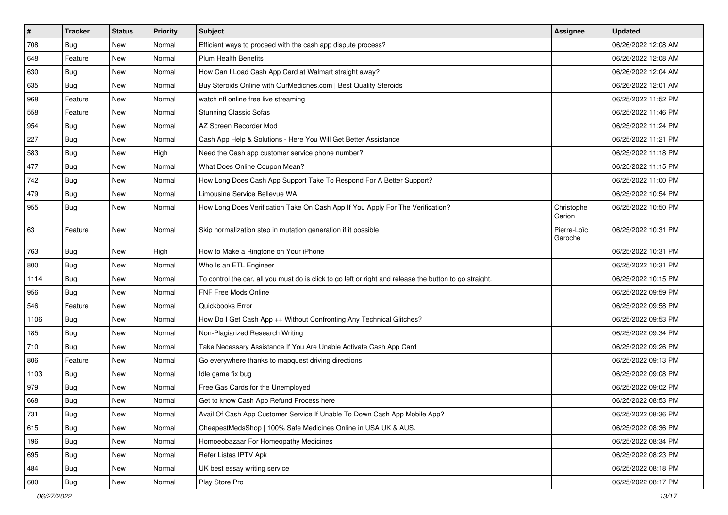| # | Tracker | Status | Priority | Subject | Assignee | Updated |
|---|---|---|---|---|---|---|
| 708 | Bug | New | Normal | Efficient ways to proceed with the cash app dispute process? | | 06/26/2022 12:08 AM |
| 648 | Feature | New | Normal | Plum Health Benefits | | 06/26/2022 12:08 AM |
| 630 | Bug | New | Normal | How Can I Load Cash App Card at Walmart straight away? | | 06/26/2022 12:04 AM |
| 635 | Bug | New | Normal | Buy Steroids Online with OurMedicnes.com &#124; Best Quality Steroids | | 06/26/2022 12:01 AM |
| 968 | Feature | New | Normal | watch nfl online free live streaming | | 06/25/2022 11:52 PM |
| 558 | Feature | New | Normal | Stunning Classic Sofas | | 06/25/2022 11:46 PM |
| 954 | Bug | New | Normal | AZ Screen Recorder Mod | | 06/25/2022 11:24 PM |
| 227 | Bug | New | Normal | Cash App Help & Solutions - Here You Will Get Better Assistance | | 06/25/2022 11:21 PM |
| 583 | Bug | New | High | Need the Cash app customer service phone number? | | 06/25/2022 11:18 PM |
| 477 | Bug | New | Normal | What Does Online Coupon Mean? | | 06/25/2022 11:15 PM |
| 742 | Bug | New | Normal | How Long Does Cash App Support Take To Respond For A Better Support? | | 06/25/2022 11:00 PM |
| 479 | Bug | New | Normal | Limousine Service Bellevue WA | | 06/25/2022 10:54 PM |
| 955 | Bug | New | Normal | How Long Does Verification Take On Cash App If You Apply For The Verification? | Christophe Garion | 06/25/2022 10:50 PM |
| 63 | Feature | New | Normal | Skip normalization step in mutation generation if it possible | Pierre-Loïc Garoche | 06/25/2022 10:31 PM |
| 763 | Bug | New | High | How to Make a Ringtone on Your iPhone | | 06/25/2022 10:31 PM |
| 800 | Bug | New | Normal | Who Is an ETL Engineer | | 06/25/2022 10:31 PM |
| 1114 | Bug | New | Normal | To control the car, all you must do is click to go left or right and release the button to go straight. | | 06/25/2022 10:15 PM |
| 956 | Bug | New | Normal | FNF Free Mods Online | | 06/25/2022 09:59 PM |
| 546 | Feature | New | Normal | Quickbooks Error | | 06/25/2022 09:58 PM |
| 1106 | Bug | New | Normal | How Do I Get Cash App ++ Without Confronting Any Technical Glitches? | | 06/25/2022 09:53 PM |
| 185 | Bug | New | Normal | Non-Plagiarized Research Writing | | 06/25/2022 09:34 PM |
| 710 | Bug | New | Normal | Take Necessary Assistance If You Are Unable Activate Cash App Card | | 06/25/2022 09:26 PM |
| 806 | Feature | New | Normal | Go everywhere thanks to mapquest driving directions | | 06/25/2022 09:13 PM |
| 1103 | Bug | New | Normal | Idle game fix bug | | 06/25/2022 09:08 PM |
| 979 | Bug | New | Normal | Free Gas Cards for the Unemployed | | 06/25/2022 09:02 PM |
| 668 | Bug | New | Normal | Get to know Cash App Refund Process here | | 06/25/2022 08:53 PM |
| 731 | Bug | New | Normal | Avail Of Cash App Customer Service If Unable To Down Cash App Mobile App? | | 06/25/2022 08:36 PM |
| 615 | Bug | New | Normal | CheapestMedsShop &#124; 100% Safe Medicines Online in USA UK & AUS. | | 06/25/2022 08:36 PM |
| 196 | Bug | New | Normal | Homoeobazaar For Homeopathy Medicines | | 06/25/2022 08:34 PM |
| 695 | Bug | New | Normal | Refer Listas IPTV Apk | | 06/25/2022 08:23 PM |
| 484 | Bug | New | Normal | UK best essay writing service | | 06/25/2022 08:18 PM |
| 600 | Bug | New | Normal | Play Store Pro | | 06/25/2022 08:17 PM |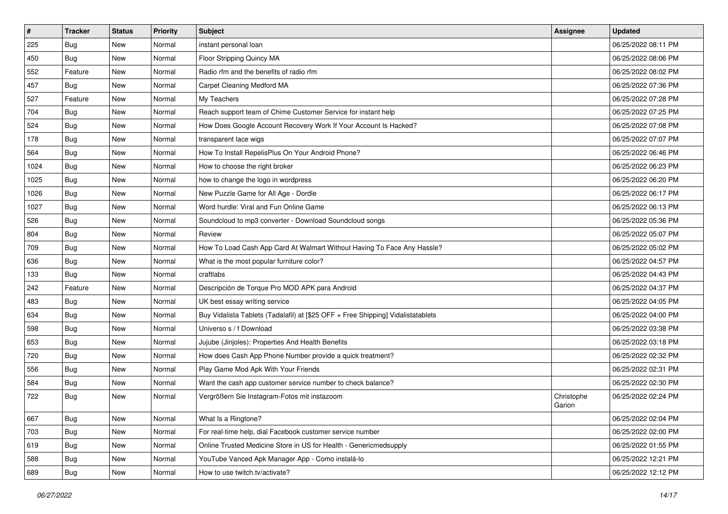| # | Tracker | Status | Priority | Subject | Assignee | Updated |
|---|---|---|---|---|---|---|
| 225 | Bug | New | Normal | instant personal loan | | 06/25/2022 08:11 PM |
| 450 | Bug | New | Normal | Floor Stripping Quincy MA | | 06/25/2022 08:06 PM |
| 552 | Feature | New | Normal | Radio rfm and the benefits of radio rfm | | 06/25/2022 08:02 PM |
| 457 | Bug | New | Normal | Carpet Cleaning Medford MA | | 06/25/2022 07:36 PM |
| 527 | Feature | New | Normal | My Teachers | | 06/25/2022 07:28 PM |
| 704 | Bug | New | Normal | Reach support team of Chime Customer Service for instant help | | 06/25/2022 07:25 PM |
| 524 | Bug | New | Normal | How Does Google Account Recovery Work If Your Account Is Hacked? | | 06/25/2022 07:08 PM |
| 178 | Bug | New | Normal | transparent lace wigs | | 06/25/2022 07:07 PM |
| 564 | Bug | New | Normal | How To Install RepelisPlus On Your Android Phone? | | 06/25/2022 06:46 PM |
| 1024 | Bug | New | Normal | How to choose the right broker | | 06/25/2022 06:23 PM |
| 1025 | Bug | New | Normal | how to change the logo in wordpress | | 06/25/2022 06:20 PM |
| 1026 | Bug | New | Normal | New Puzzle Game for All Age - Dordle | | 06/25/2022 06:17 PM |
| 1027 | Bug | New | Normal | Word hurdle: Viral and Fun Online Game | | 06/25/2022 06:13 PM |
| 526 | Bug | New | Normal | Soundcloud to mp3 converter - Download Soundcloud songs | | 06/25/2022 05:36 PM |
| 804 | Bug | New | Normal | Review | | 06/25/2022 05:07 PM |
| 709 | Bug | New | Normal | How To Load Cash App Card At Walmart Without Having To Face Any Hassle? | | 06/25/2022 05:02 PM |
| 636 | Bug | New | Normal | What is the most popular furniture color? | | 06/25/2022 04:57 PM |
| 133 | Bug | New | Normal | craftlabs | | 06/25/2022 04:43 PM |
| 242 | Feature | New | Normal | Descripción de Torque Pro MOD APK para Android | | 06/25/2022 04:37 PM |
| 483 | Bug | New | Normal | UK best essay writing service | | 06/25/2022 04:05 PM |
| 634 | Bug | New | Normal | Buy Vidalista Tablets (Tadalafil) at [$25 OFF + Free Shipping] Vidalistatablets | | 06/25/2022 04:00 PM |
| 598 | Bug | New | Normal | Universo s / f Download | | 06/25/2022 03:38 PM |
| 653 | Bug | New | Normal | Jujube (Jinjoles): Properties And Health Benefits | | 06/25/2022 03:18 PM |
| 720 | Bug | New | Normal | How does Cash App Phone Number provide a quick treatment? | | 06/25/2022 02:32 PM |
| 556 | Bug | New | Normal | Play Game Mod Apk With Your Friends | | 06/25/2022 02:31 PM |
| 584 | Bug | New | Normal | Want the cash app customer service number to check balance? | | 06/25/2022 02:30 PM |
| 722 | Bug | New | Normal | Vergrößern Sie Instagram-Fotos mit instazoom | Christophe Garion | 06/25/2022 02:24 PM |
| 667 | Bug | New | Normal | What Is a Ringtone? | | 06/25/2022 02:04 PM |
| 703 | Bug | New | Normal | For real-time help, dial Facebook customer service number | | 06/25/2022 02:00 PM |
| 619 | Bug | New | Normal | Online Trusted Medicine Store in US for Health - Genericmedsupply | | 06/25/2022 01:55 PM |
| 588 | Bug | New | Normal | YouTube Vanced Apk Manager App - Como instalá-lo | | 06/25/2022 12:21 PM |
| 689 | Bug | New | Normal | How to use twitch.tv/activate? | | 06/25/2022 12:12 PM |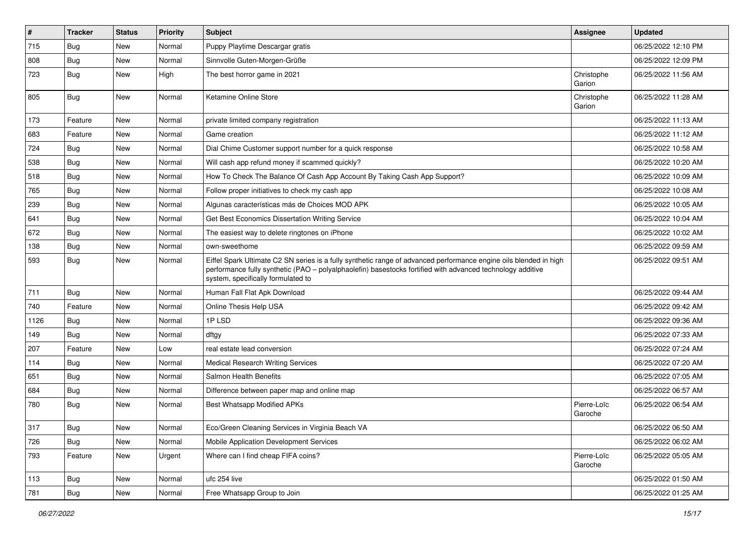| # | Tracker | Status | Priority | Subject | Assignee | Updated |
|---|---|---|---|---|---|---|
| 715 | Bug | New | Normal | Puppy Playtime Descargar gratis | | 06/25/2022 12:10 PM |
| 808 | Bug | New | Normal | Sinnvolle Guten-Morgen-Grüße | | 06/25/2022 12:09 PM |
| 723 | Bug | New | High | The best horror game in 2021 | Christophe Garion | 06/25/2022 11:56 AM |
| 805 | Bug | New | Normal | Ketamine Online Store | Christophe Garion | 06/25/2022 11:28 AM |
| 173 | Feature | New | Normal | private limited company registration | | 06/25/2022 11:13 AM |
| 683 | Feature | New | Normal | Game creation | | 06/25/2022 11:12 AM |
| 724 | Bug | New | Normal | Dial Chime Customer support number for a quick response | | 06/25/2022 10:58 AM |
| 538 | Bug | New | Normal | Will cash app refund money if scammed quickly? | | 06/25/2022 10:20 AM |
| 518 | Bug | New | Normal | How To Check The Balance Of Cash App Account By Taking Cash App Support? | | 06/25/2022 10:09 AM |
| 765 | Bug | New | Normal | Follow proper initiatives to check my cash app | | 06/25/2022 10:08 AM |
| 239 | Bug | New | Normal | Algunas características más de Choices MOD APK | | 06/25/2022 10:05 AM |
| 641 | Bug | New | Normal | Get Best Economics Dissertation Writing Service | | 06/25/2022 10:04 AM |
| 672 | Bug | New | Normal | The easiest way to delete ringtones on iPhone | | 06/25/2022 10:02 AM |
| 138 | Bug | New | Normal | own-sweethome | | 06/25/2022 09:59 AM |
| 593 | Bug | New | Normal | Eiffel Spark Ultimate C2 SN series is a fully synthetic range of advanced performance engine oils blended in high performance fully synthetic (PAO – polyalphaolefin) basestocks fortified with advanced technology additive system, specifically formulated to | | 06/25/2022 09:51 AM |
| 711 | Bug | New | Normal | Human Fall Flat Apk Download | | 06/25/2022 09:44 AM |
| 740 | Feature | New | Normal | Online Thesis Help USA | | 06/25/2022 09:42 AM |
| 1126 | Bug | New | Normal | 1P LSD | | 06/25/2022 09:36 AM |
| 149 | Bug | New | Normal | dftgy | | 06/25/2022 07:33 AM |
| 207 | Feature | New | Low | real estate lead conversion | | 06/25/2022 07:24 AM |
| 114 | Bug | New | Normal | Medical Research Writing Services | | 06/25/2022 07:20 AM |
| 651 | Bug | New | Normal | Salmon Health Benefits | | 06/25/2022 07:05 AM |
| 684 | Bug | New | Normal | Difference between paper map and online map | | 06/25/2022 06:57 AM |
| 780 | Bug | New | Normal | Best Whatsapp Modified APKs | Pierre-Loïc Garoche | 06/25/2022 06:54 AM |
| 317 | Bug | New | Normal | Eco/Green Cleaning Services in Virginia Beach VA | | 06/25/2022 06:50 AM |
| 726 | Bug | New | Normal | Mobile Application Development Services | | 06/25/2022 06:02 AM |
| 793 | Feature | New | Urgent | Where can I find cheap FIFA coins? | Pierre-Loïc Garoche | 06/25/2022 05:05 AM |
| 113 | Bug | New | Normal | ufc 254 live | | 06/25/2022 01:50 AM |
| 781 | Bug | New | Normal | Free Whatsapp Group to Join | | 06/25/2022 01:25 AM |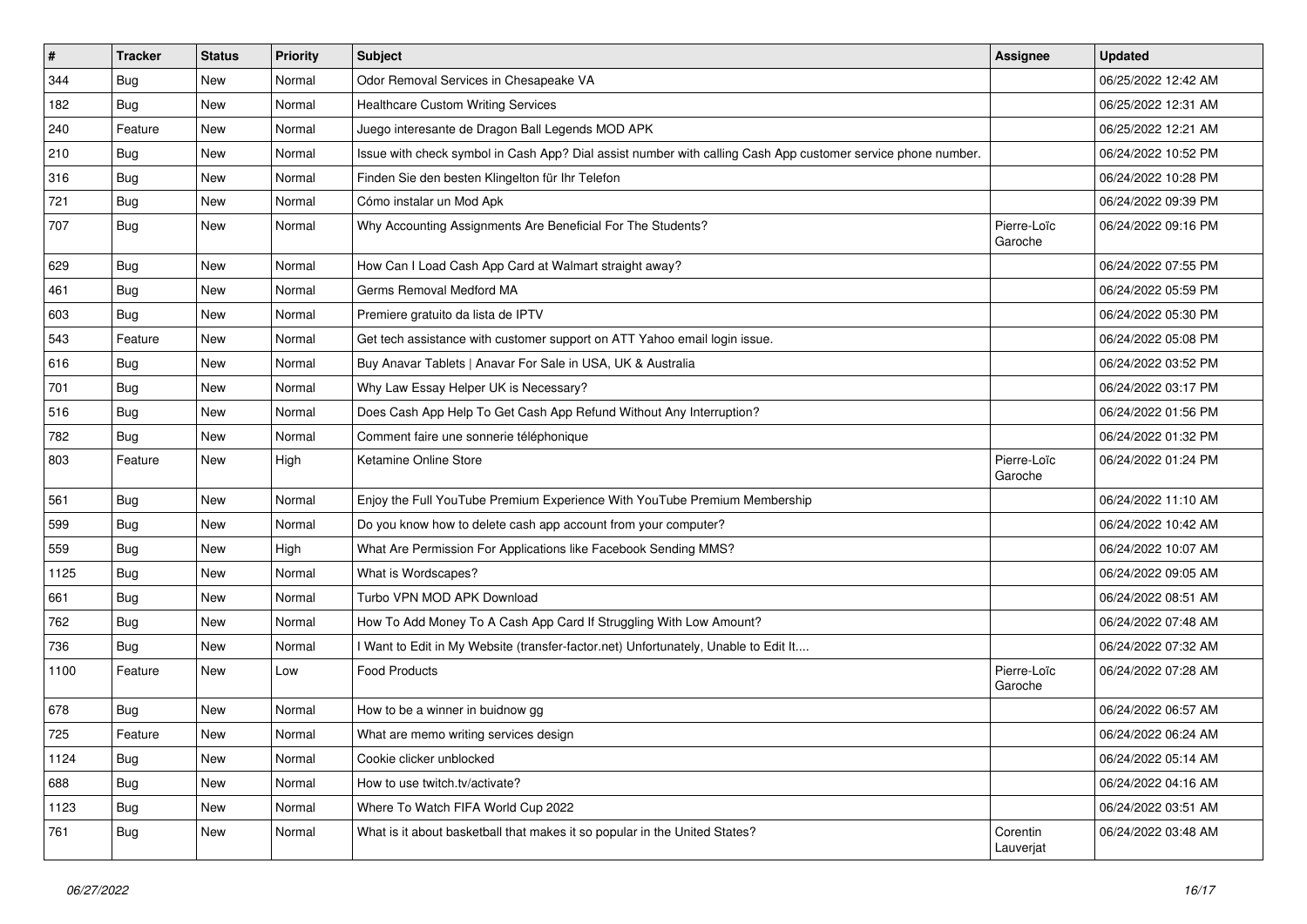| # | Tracker | Status | Priority | Subject | Assignee | Updated |
|---|---|---|---|---|---|---|
| 344 | Bug | New | Normal | Odor Removal Services in Chesapeake VA | | 06/25/2022 12:42 AM |
| 182 | Bug | New | Normal | Healthcare Custom Writing Services | | 06/25/2022 12:31 AM |
| 240 | Feature | New | Normal | Juego interesante de Dragon Ball Legends MOD APK | | 06/25/2022 12:21 AM |
| 210 | Bug | New | Normal | Issue with check symbol in Cash App? Dial assist number with calling Cash App customer service phone number. | | 06/24/2022 10:52 PM |
| 316 | Bug | New | Normal | Finden Sie den besten Klingelton für Ihr Telefon | | 06/24/2022 10:28 PM |
| 721 | Bug | New | Normal | Cómo instalar un Mod Apk | | 06/24/2022 09:39 PM |
| 707 | Bug | New | Normal | Why Accounting Assignments Are Beneficial For The Students? | Pierre-Loïc Garoche | 06/24/2022 09:16 PM |
| 629 | Bug | New | Normal | How Can I Load Cash App Card at Walmart straight away? | | 06/24/2022 07:55 PM |
| 461 | Bug | New | Normal | Germs Removal Medford MA | | 06/24/2022 05:59 PM |
| 603 | Bug | New | Normal | Premiere gratuito da lista de IPTV | | 06/24/2022 05:30 PM |
| 543 | Feature | New | Normal | Get tech assistance with customer support on ATT Yahoo email login issue. | | 06/24/2022 05:08 PM |
| 616 | Bug | New | Normal | Buy Anavar Tablets \| Anavar For Sale in USA, UK & Australia | | 06/24/2022 03:52 PM |
| 701 | Bug | New | Normal | Why Law Essay Helper UK is Necessary? | | 06/24/2022 03:17 PM |
| 516 | Bug | New | Normal | Does Cash App Help To Get Cash App Refund Without Any Interruption? | | 06/24/2022 01:56 PM |
| 782 | Bug | New | Normal | Comment faire une sonnerie téléphonique | | 06/24/2022 01:32 PM |
| 803 | Feature | New | High | Ketamine Online Store | Pierre-Loïc Garoche | 06/24/2022 01:24 PM |
| 561 | Bug | New | Normal | Enjoy the Full YouTube Premium Experience With YouTube Premium Membership | | 06/24/2022 11:10 AM |
| 599 | Bug | New | Normal | Do you know how to delete cash app account from your computer? | | 06/24/2022 10:42 AM |
| 559 | Bug | New | High | What Are Permission For Applications like Facebook Sending MMS? | | 06/24/2022 10:07 AM |
| 1125 | Bug | New | Normal | What is Wordscapes? | | 06/24/2022 09:05 AM |
| 661 | Bug | New | Normal | Turbo VPN MOD APK Download | | 06/24/2022 08:51 AM |
| 762 | Bug | New | Normal | How To Add Money To A Cash App Card If Struggling With Low Amount? | | 06/24/2022 07:48 AM |
| 736 | Bug | New | Normal | I Want to Edit in My Website (transfer-factor.net) Unfortunately, Unable to Edit It.... | | 06/24/2022 07:32 AM |
| 1100 | Feature | New | Low | Food Products | Pierre-Loïc Garoche | 06/24/2022 07:28 AM |
| 678 | Bug | New | Normal | How to be a winner in buidnow gg | | 06/24/2022 06:57 AM |
| 725 | Feature | New | Normal | What are memo writing services design | | 06/24/2022 06:24 AM |
| 1124 | Bug | New | Normal | Cookie clicker unblocked | | 06/24/2022 05:14 AM |
| 688 | Bug | New | Normal | How to use twitch.tv/activate? | | 06/24/2022 04:16 AM |
| 1123 | Bug | New | Normal | Where To Watch FIFA World Cup 2022 | | 06/24/2022 03:51 AM |
| 761 | Bug | New | Normal | What is it about basketball that makes it so popular in the United States? | Corentin Lauverjat | 06/24/2022 03:48 AM |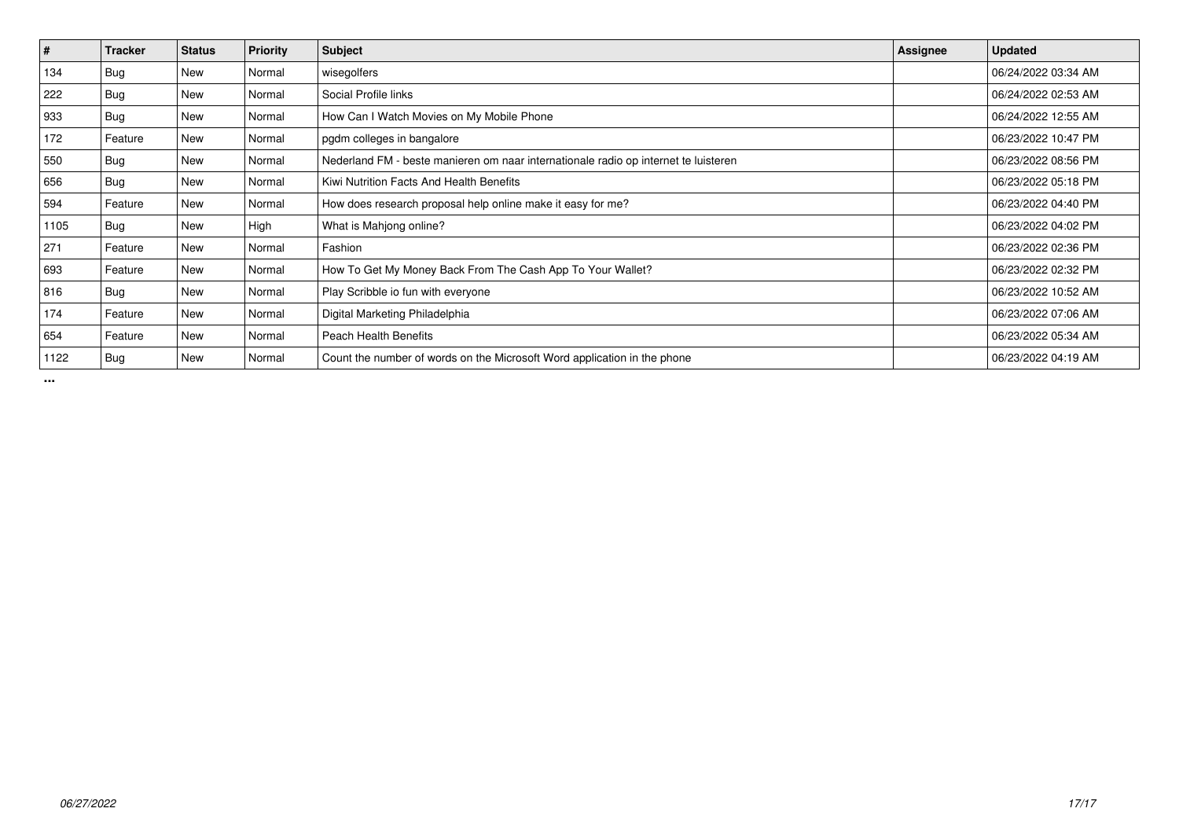| # | Tracker | Status | Priority | Subject | Assignee | Updated |
|---|---|---|---|---|---|---|
| 134 | Bug | New | Normal | wisegolfers | | 06/24/2022 03:34 AM |
| 222 | Bug | New | Normal | Social Profile links | | 06/24/2022 02:53 AM |
| 933 | Bug | New | Normal | How Can I Watch Movies on My Mobile Phone | | 06/24/2022 12:55 AM |
| 172 | Feature | New | Normal | pgdm colleges in bangalore | | 06/23/2022 10:47 PM |
| 550 | Bug | New | Normal | Nederland FM - beste manieren om naar internationale radio op internet te luisteren | | 06/23/2022 08:56 PM |
| 656 | Bug | New | Normal | Kiwi Nutrition Facts And Health Benefits | | 06/23/2022 05:18 PM |
| 594 | Feature | New | Normal | How does research proposal help online make it easy for me? | | 06/23/2022 04:40 PM |
| 1105 | Bug | New | High | What is Mahjong online? | | 06/23/2022 04:02 PM |
| 271 | Feature | New | Normal | Fashion | | 06/23/2022 02:36 PM |
| 693 | Feature | New | Normal | How To Get My Money Back From The Cash App To Your Wallet? | | 06/23/2022 02:32 PM |
| 816 | Bug | New | Normal | Play Scribble io fun with everyone | | 06/23/2022 10:52 AM |
| 174 | Feature | New | Normal | Digital Marketing Philadelphia | | 06/23/2022 07:06 AM |
| 654 | Feature | New | Normal | Peach Health Benefits | | 06/23/2022 05:34 AM |
| 1122 | Bug | New | Normal | Count the number of words on the Microsoft Word application in the phone | | 06/23/2022 04:19 AM |

...